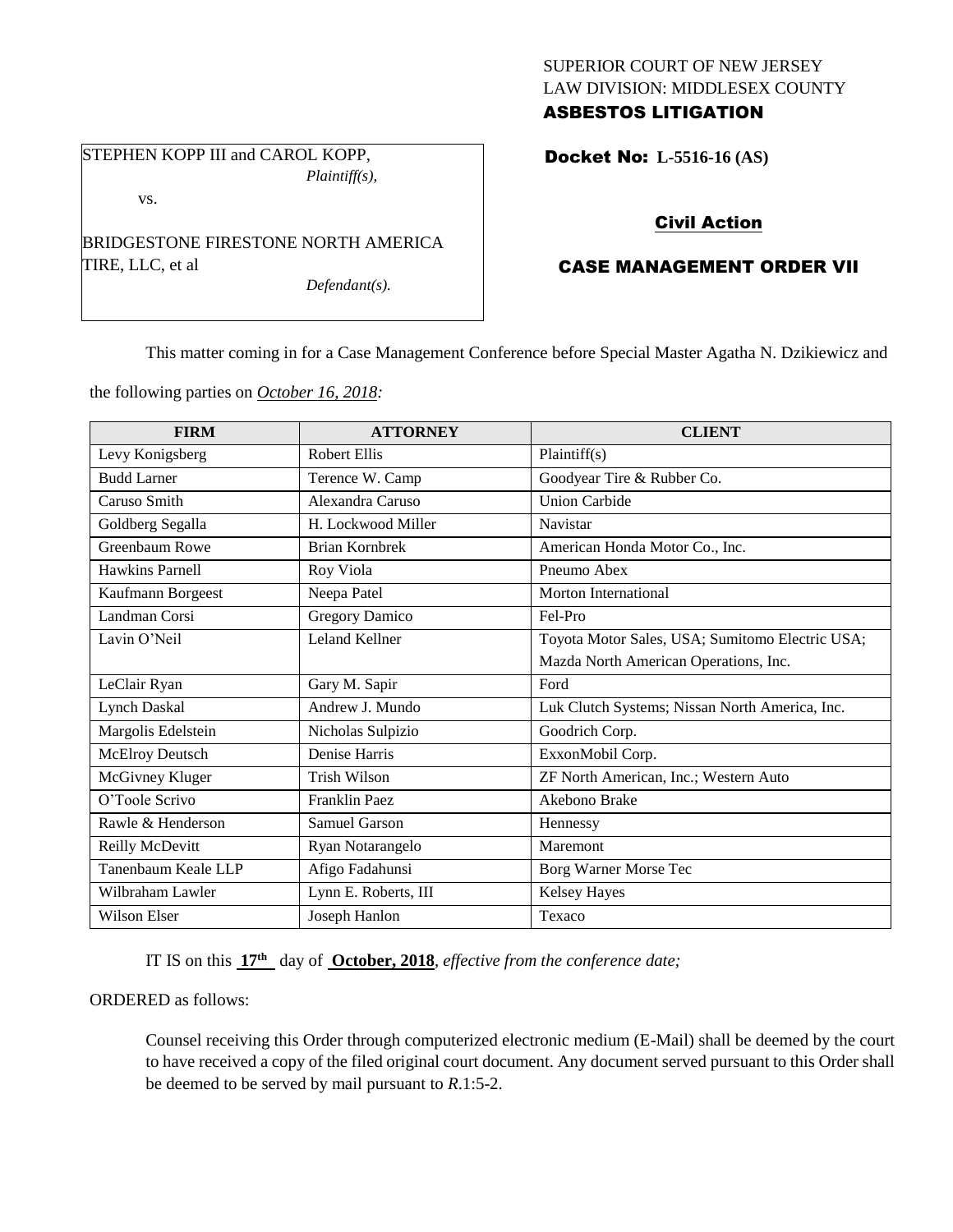SUPERIOR COURT OF NEW JERSEY
LAW DIVISION: MIDDLESEX COUNTY

**ASBESTOS LITIGATION**

STEPHEN KOPP III and CAROL KOPP,
*Plaintiff(s),*

vs.

BRIDGESTONE FIRESTONE NORTH AMERICA TIRE, LLC, et al
*Defendant(s).*

**Docket No: L-5516-16 (AS)**

**Civil Action**

**CASE MANAGEMENT ORDER VII**

This matter coming in for a Case Management Conference before Special Master Agatha N. Dzikiewicz and the following parties on *October 16, 2018:*

| FIRM | ATTORNEY | CLIENT |
|---|---|---|
| Levy Konigsberg | Robert Ellis | Plaintiff(s) |
| Budd Larner | Terence W. Camp | Goodyear Tire & Rubber Co. |
| Caruso Smith | Alexandra Caruso | Union Carbide |
| Goldberg Segalla | H. Lockwood Miller | Navistar |
| Greenbaum Rowe | Brian Kornbrek | American Honda Motor Co., Inc. |
| Hawkins Parnell | Roy Viola | Pneumo Abex |
| Kaufmann Borgeest | Neepa Patel | Morton International |
| Landman Corsi | Gregory Damico | Fel-Pro |
| Lavin O'Neil | Leland Kellner | Toyota Motor Sales, USA; Sumitomo Electric USA; Mazda North American Operations, Inc. |
| LeClair Ryan | Gary M. Sapir | Ford |
| Lynch Daskal | Andrew J. Mundo | Luk Clutch Systems; Nissan North America, Inc. |
| Margolis Edelstein | Nicholas Sulpizio | Goodrich Corp. |
| McElroy Deutsch | Denise Harris | ExxonMobil Corp. |
| McGivney Kluger | Trish Wilson | ZF North American, Inc.; Western Auto |
| O'Toole Scrivo | Franklin Paez | Akebono Brake |
| Rawle & Henderson | Samuel Garson | Hennessy |
| Reilly McDevitt | Ryan Notarangelo | Maremont |
| Tanenbaum Keale LLP | Afigo Fadahunsi | Borg Warner Morse Tec |
| Wilbraham Lawler | Lynn E. Roberts, III | Kelsey Hayes |
| Wilson Elser | Joseph Hanlon | Texaco |

IT IS on this **17th** day of **October, 2018**, *effective from the conference date;*

ORDERED as follows:

Counsel receiving this Order through computerized electronic medium (E-Mail) shall be deemed by the court to have received a copy of the filed original court document. Any document served pursuant to this Order shall be deemed to be served by mail pursuant to *R*.1:5-2.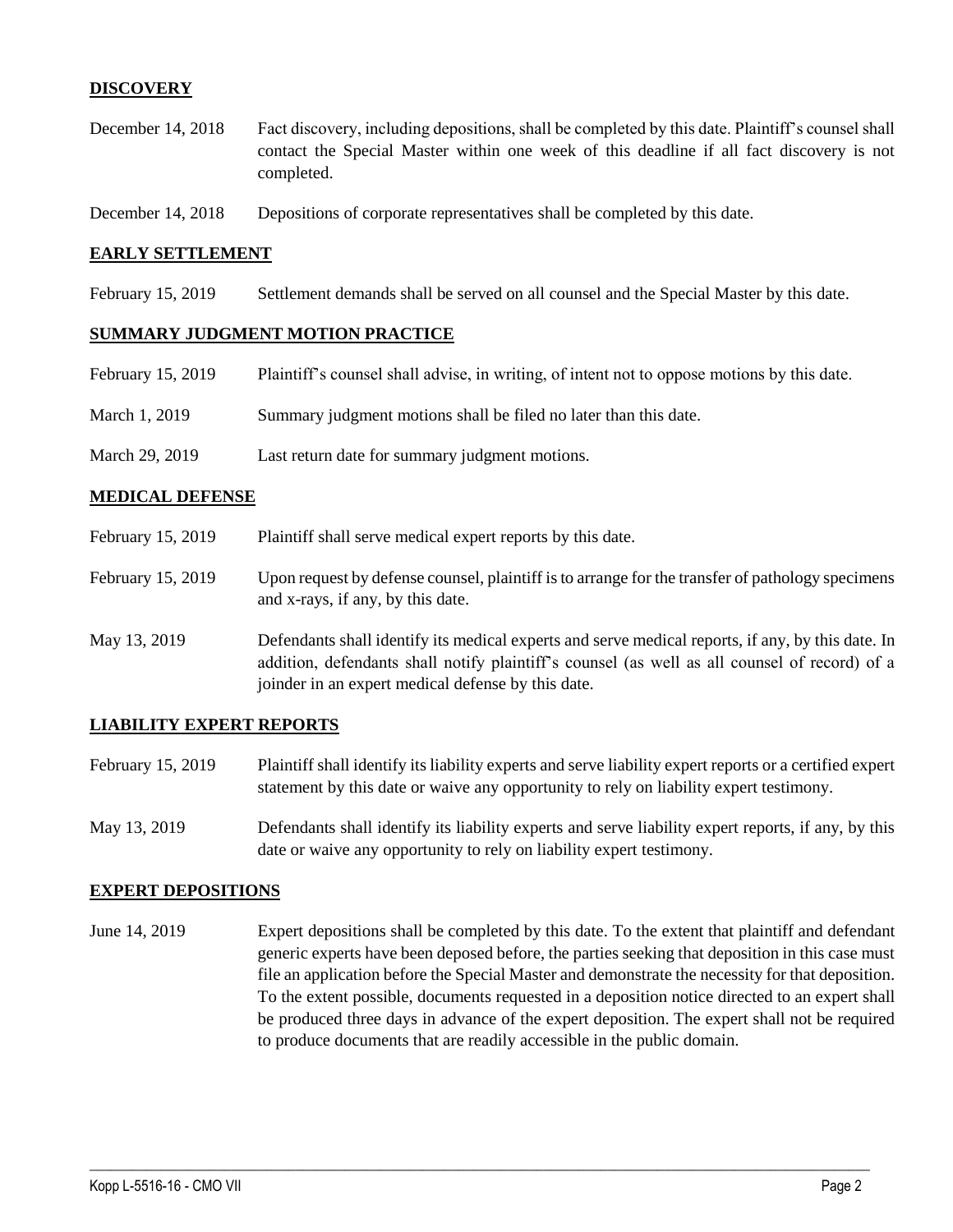## DISCOVERY

| | |
|---|---|
| December 14, 2018 | Fact discovery, including depositions, shall be completed by this date. Plaintiff's counsel shall contact the Special Master within one week of this deadline if all fact discovery is not completed. |
| December 14, 2018 | Depositions of corporate representatives shall be completed by this date. |

## EARLY SETTLEMENT

| | |
|---|---|
| February 15, 2019 | Settlement demands shall be served on all counsel and the Special Master by this date. |

## SUMMARY JUDGMENT MOTION PRACTICE

| | |
|---|---|
| February 15, 2019 | Plaintiff's counsel shall advise, in writing, of intent not to oppose motions by this date. |
| March 1, 2019 | Summary judgment motions shall be filed no later than this date. |
| March 29, 2019 | Last return date for summary judgment motions. |

## MEDICAL DEFENSE

| | |
|---|---|
| February 15, 2019 | Plaintiff shall serve medical expert reports by this date. |
| February 15, 2019 | Upon request by defense counsel, plaintiff is to arrange for the transfer of pathology specimens and x-rays, if any, by this date. |
| May 13, 2019 | Defendants shall identify its medical experts and serve medical reports, if any, by this date. In addition, defendants shall notify plaintiff's counsel (as well as all counsel of record) of a joinder in an expert medical defense by this date. |

## LIABILITY EXPERT REPORTS

| | |
|---|---|
| February 15, 2019 | Plaintiff shall identify its liability experts and serve liability expert reports or a certified expert statement by this date or waive any opportunity to rely on liability expert testimony. |
| May 13, 2019 | Defendants shall identify its liability experts and serve liability expert reports, if any, by this date or waive any opportunity to rely on liability expert testimony. |

## EXPERT DEPOSITIONS

| | |
|---|---|
| June 14, 2019 | Expert depositions shall be completed by this date. To the extent that plaintiff and defendant generic experts have been deposed before, the parties seeking that deposition in this case must file an application before the Special Master and demonstrate the necessity for that deposition. To the extent possible, documents requested in a deposition notice directed to an expert shall be produced three days in advance of the expert deposition. The expert shall not be required to produce documents that are readily accessible in the public domain. |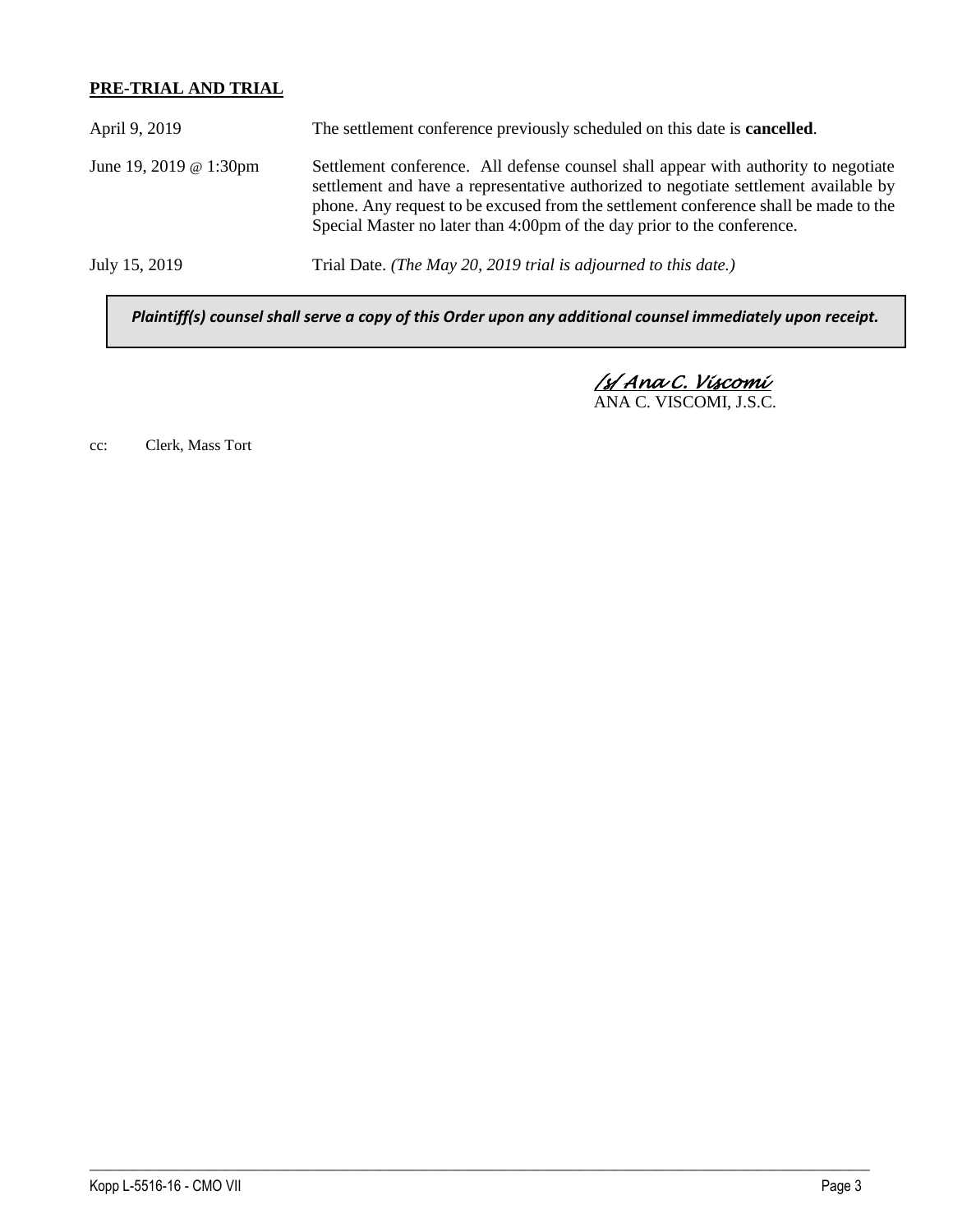**PRE-TRIAL AND TRIAL**

| | |
|---|---|
| April 9, 2019 | The settlement conference previously scheduled on this date is **cancelled**. |
| June 19, 2019 @ 1:30pm | Settlement conference. All defense counsel shall appear with authority to negotiate settlement and have a representative authorized to negotiate settlement available by phone. Any request to be excused from the settlement conference shall be made to the Special Master no later than 4:00pm of the day prior to the conference. |
| July 15, 2019 | Trial Date. *(The May 20, 2019 trial is adjourned to this date.)* |

***Plaintiff(s) counsel shall serve a copy of this Order upon any additional counsel immediately upon receipt.***

/s/ Ana C. Viscomi
ANA C. VISCOMI, J.S.C.

cc: Clerk, Mass Tort